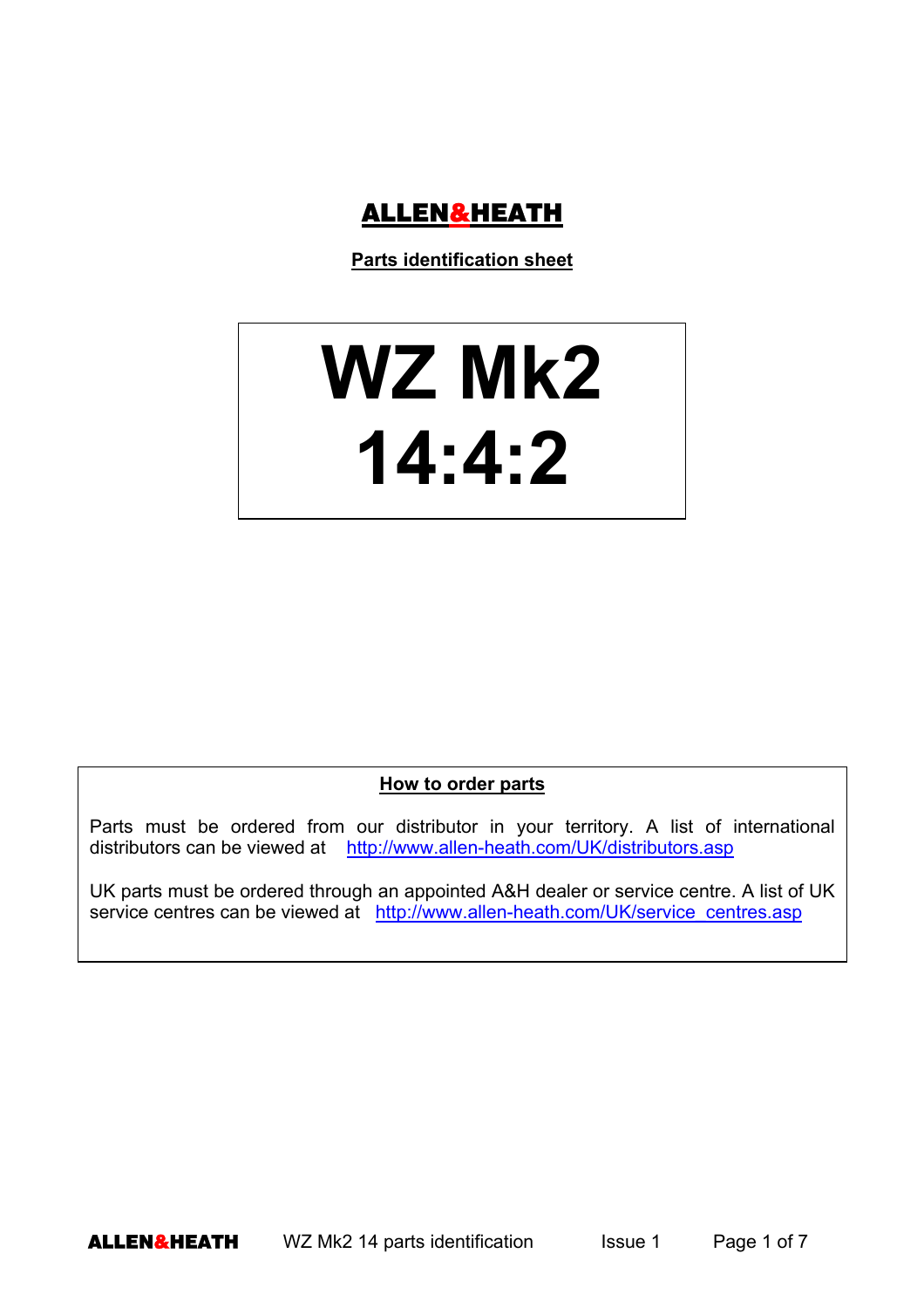# ALLEN&HEATH

**Parts identification sheet**

# WZ Mk2 14:4:2

## How to order parts

Parts must be ordered from our distributor in your territory. A list of international distributors can be viewed at http://www.allen-heath.com/UK/distributors.asp

UK parts must be ordered through an appointed A&H dealer or service centre. A list of UK service centres can be viewed at http://www.allen-heath.com/UK/service_centres.asp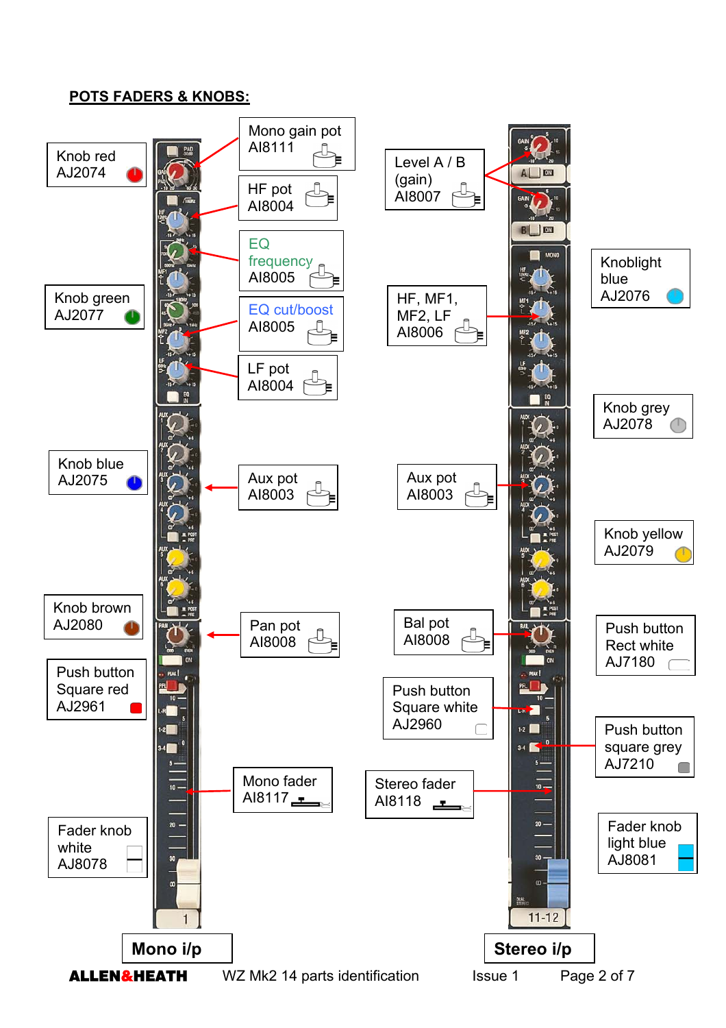## POTS FADERS & KNOBS:

**Mono i/p**

- Knob red AJ2074
- Mono gain pot AI8111
- HF pot AI8004
- EQ frequency AI8005
- Knob green AJ2077
- EQ cut/boost AI8005
- LF pot AI8004
- Knob blue AJ2075
- Aux pot AI8003
- Knob brown AJ2080
- Pan pot AI8008
- Push button Square red AJ2961
- Mono fader AI8117
- Fader knob white AJ8078

**Stereo i/p**

- Level A / B (gain) AI8007
- Knoblight blue AJ2076
- HF, MF1, MF2, LF AI8006
- Knob grey AJ2078
- Aux pot AI8003
- Knob yellow AJ2079
- Bal pot AI8008
- Push button Rect white AJ7180
- Push button Square white AJ2960
- Push button square grey AJ7210
- Stereo fader AI8118
- Fader knob light blue AJ8081

ALLEN&HEATH WZ Mk2 14 parts identification Issue 1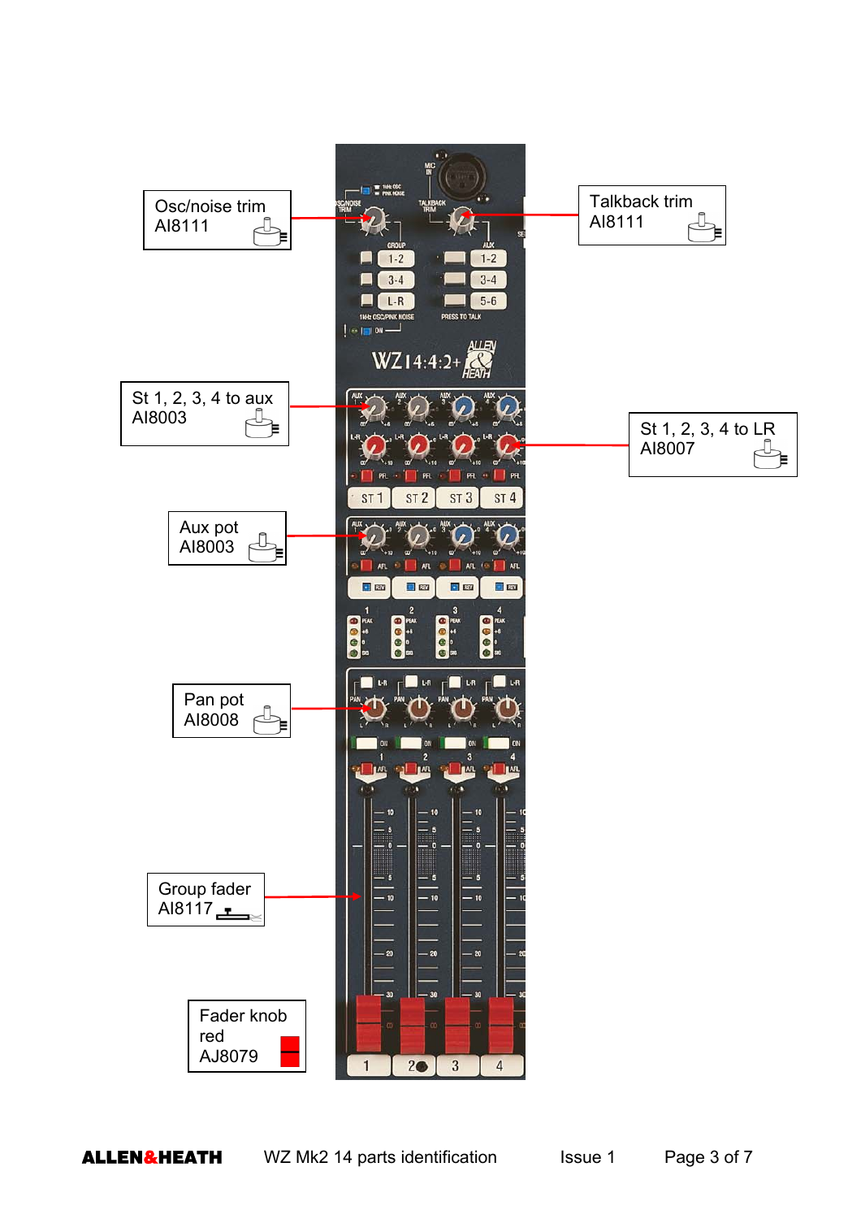Osc/noise trim
AI8111

Talkback trim
AI8111

St 1, 2, 3, 4 to aux
AI8003

St 1, 2, 3, 4 to LR
AI8007

Aux pot
AI8003

Pan pot
AI8008

Group fader
AI8117

Fader knob red
AJ8079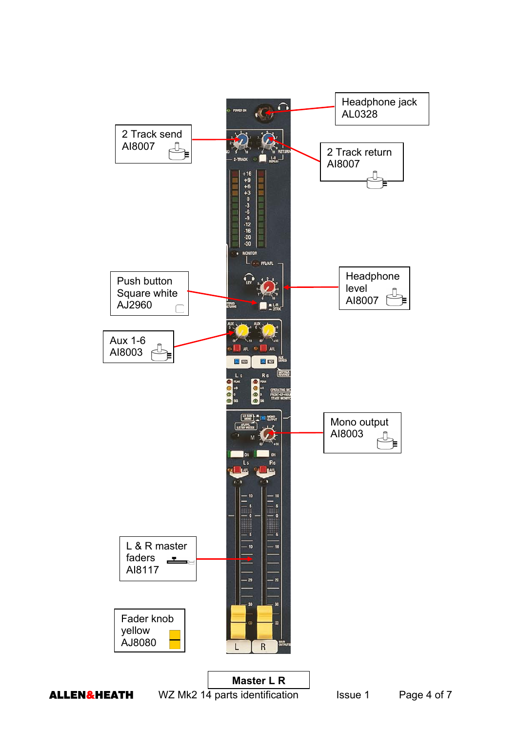Headphone jack
AL0328

2 Track send
AI8007

2 Track return
AI8007

Push button
Square white
AJ2960

Headphone level
AI8007

Aux 1-6
AI8003

Mono output
AI8003

L & R master faders
AI8117

Fader knob yellow
AJ8080

**Master L R**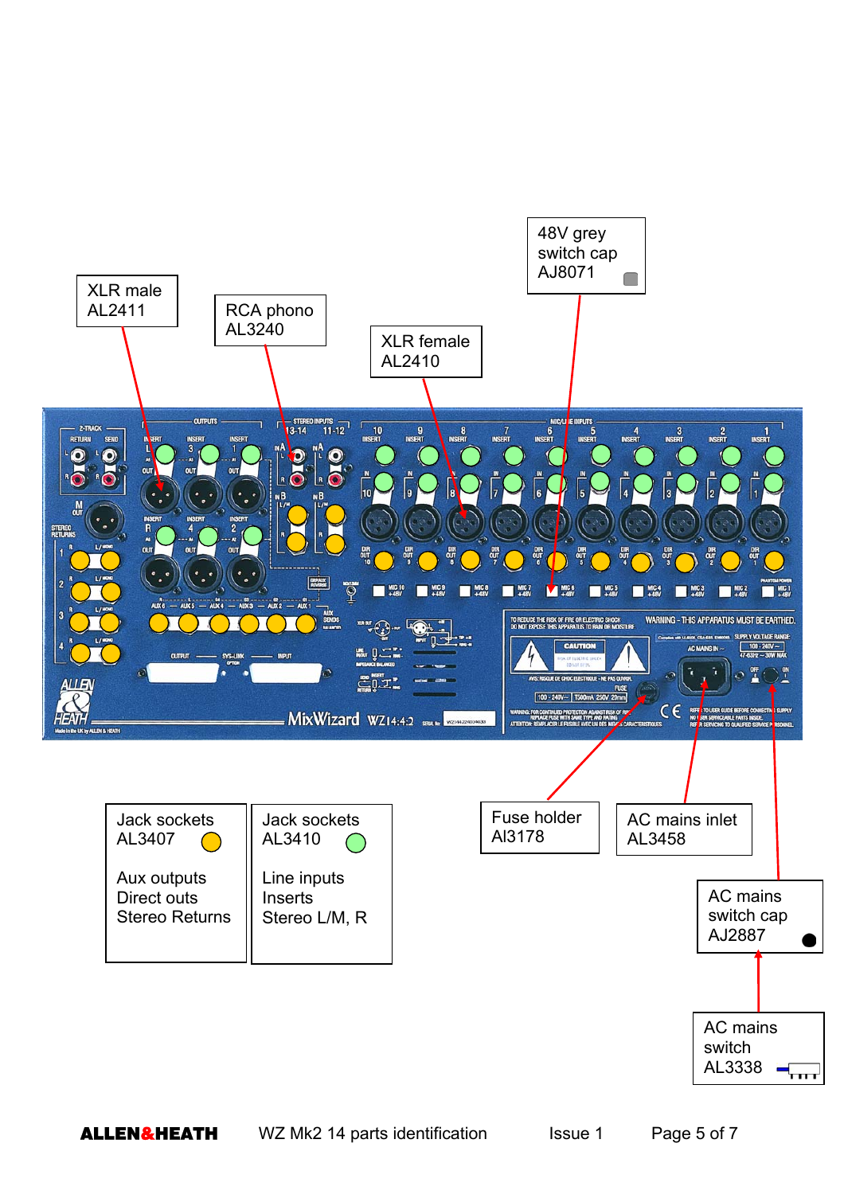XLR male
AL2411

RCA phono
AL3240

XLR female
AL2410

48V grey switch cap
AJ8071

Jack sockets
AL3407

Aux outputs
Direct outs
Stereo Returns

Jack sockets
AL3410

Line inputs
Inserts
Stereo L/M, R

Fuse holder
AI3178

AC mains inlet
AL3458

AC mains switch cap
AJ2887

AC mains switch
AL3338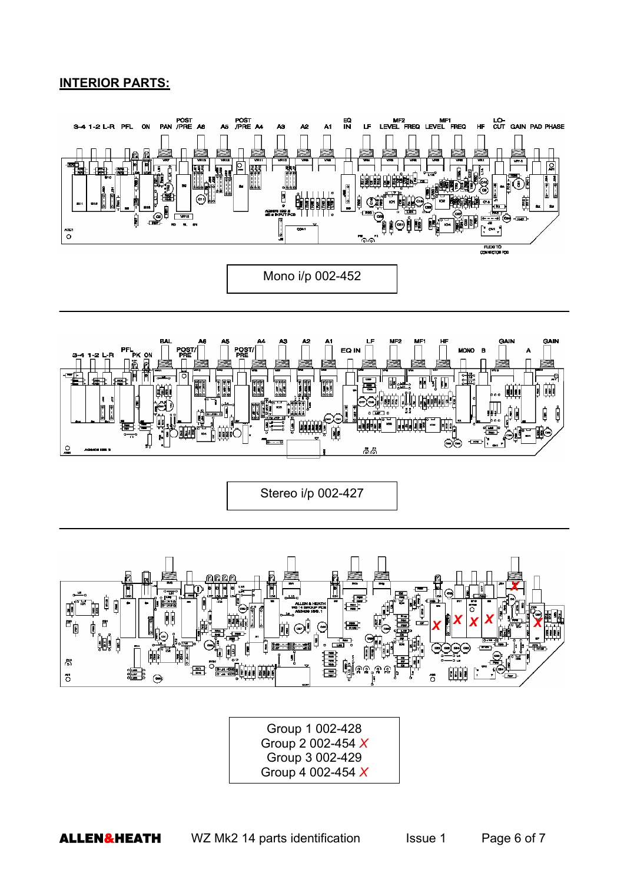## INTERIOR PARTS:

3-4 1-2 L-R PFL ON PAN POST /PRE A6 A5 POST /PRE A4 A3 A2 A1 EQ IN LF MF2 LEVEL FREQ MF1 LEVEL FREQ HF LO-CUT GAIN PAD PHASE

Mono i/p 002-452

3-4 1-2 L-R PFL PK ON BAL POST/ PRE A6 A5 POST/ PRE A4 A3 A2 A1 EQ IN LF MF2 MF1 HF MONO B GAIN A GAIN

Stereo i/p 002-427

Group 1 002-428
Group 2 002-454 X
Group 3 002-429
Group 4 002-454 X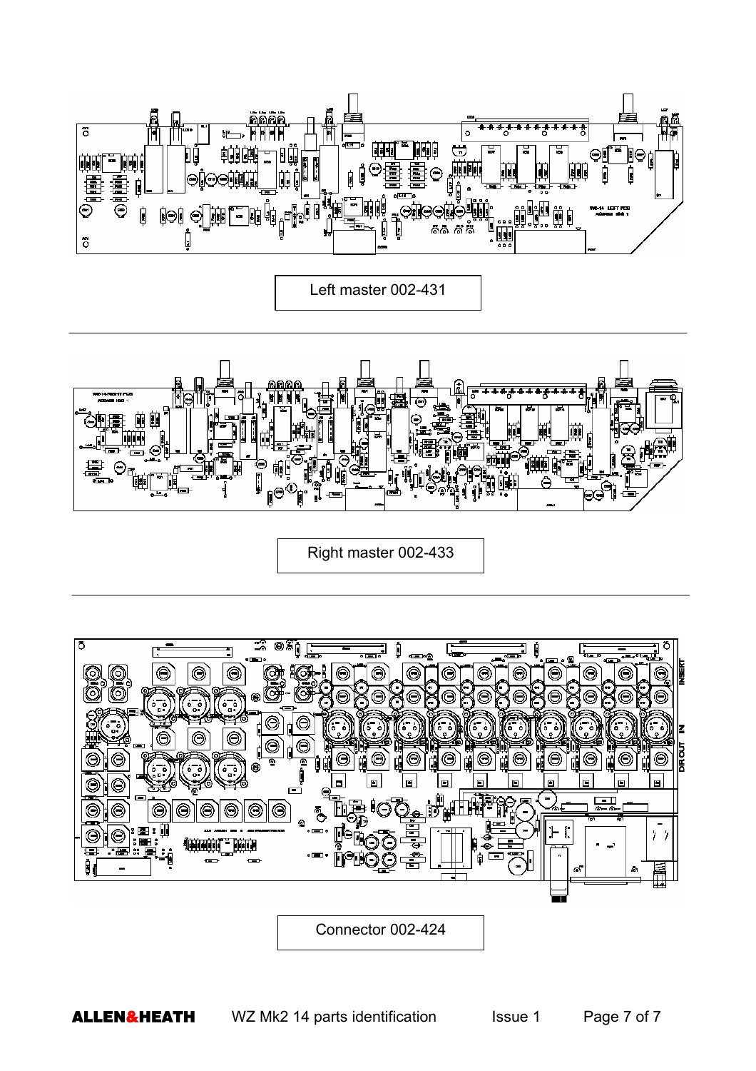Left master 002-431

Right master 002-433

Connector 002-424